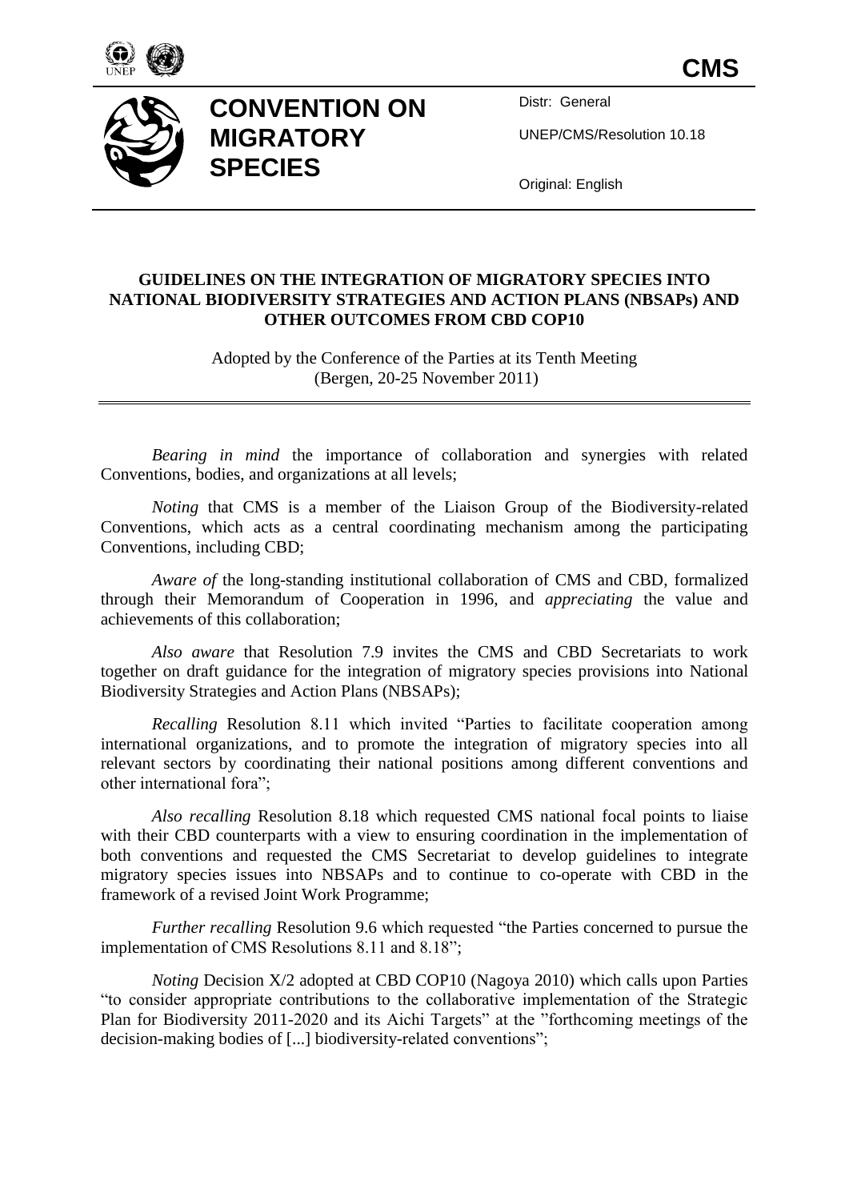**CMS**

**CONVENTION ON MIGRATORY SPECIES**

Distr: General

UNEP/CMS/Resolution 10.18

Original: English

# GUIDELINES ON THE INTEGRATION OF MIGRATORY SPECIES INTO NATIONAL BIODIVERSITY STRATEGIES AND ACTION PLANS (NBSAPs) AND OTHER OUTCOMES FROM CBD COP10

Adopted by the Conference of the Parties at its Tenth Meeting (Bergen, 20-25 November 2011)

*Bearing in mind* the importance of collaboration and synergies with related Conventions, bodies, and organizations at all levels;

*Noting* that CMS is a member of the Liaison Group of the Biodiversity-related Conventions, which acts as a central coordinating mechanism among the participating Conventions, including CBD;

*Aware of* the long-standing institutional collaboration of CMS and CBD, formalized through their Memorandum of Cooperation in 1996, and *appreciating* the value and achievements of this collaboration;

*Also aware* that Resolution 7.9 invites the CMS and CBD Secretariats to work together on draft guidance for the integration of migratory species provisions into National Biodiversity Strategies and Action Plans (NBSAPs);

*Recalling* Resolution 8.11 which invited "Parties to facilitate cooperation among international organizations, and to promote the integration of migratory species into all relevant sectors by coordinating their national positions among different conventions and other international fora";

*Also recalling* Resolution 8.18 which requested CMS national focal points to liaise with their CBD counterparts with a view to ensuring coordination in the implementation of both conventions and requested the CMS Secretariat to develop guidelines to integrate migratory species issues into NBSAPs and to continue to co-operate with CBD in the framework of a revised Joint Work Programme;

*Further recalling* Resolution 9.6 which requested "the Parties concerned to pursue the implementation of CMS Resolutions 8.11 and 8.18";

*Noting* Decision X/2 adopted at CBD COP10 (Nagoya 2010) which calls upon Parties "to consider appropriate contributions to the collaborative implementation of the Strategic Plan for Biodiversity 2011-2020 and its Aichi Targets" at the "forthcoming meetings of the decision-making bodies of [...] biodiversity-related conventions";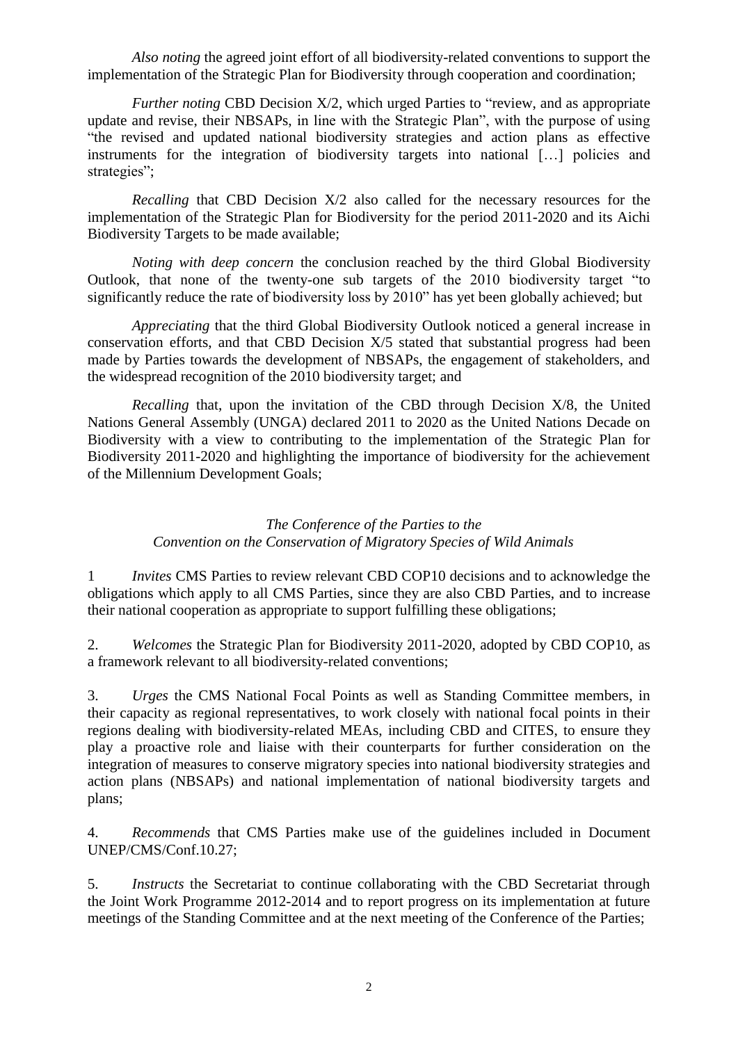*Also noting* the agreed joint effort of all biodiversity-related conventions to support the implementation of the Strategic Plan for Biodiversity through cooperation and coordination;

*Further noting* CBD Decision X/2, which urged Parties to "review, and as appropriate update and revise, their NBSAPs, in line with the Strategic Plan", with the purpose of using "the revised and updated national biodiversity strategies and action plans as effective instruments for the integration of biodiversity targets into national […] policies and strategies";

*Recalling* that CBD Decision X/2 also called for the necessary resources for the implementation of the Strategic Plan for Biodiversity for the period 2011-2020 and its Aichi Biodiversity Targets to be made available;

*Noting with deep concern* the conclusion reached by the third Global Biodiversity Outlook, that none of the twenty-one sub targets of the 2010 biodiversity target "to significantly reduce the rate of biodiversity loss by 2010" has yet been globally achieved; but

*Appreciating* that the third Global Biodiversity Outlook noticed a general increase in conservation efforts, and that CBD Decision X/5 stated that substantial progress had been made by Parties towards the development of NBSAPs, the engagement of stakeholders, and the widespread recognition of the 2010 biodiversity target; and

*Recalling* that, upon the invitation of the CBD through Decision X/8, the United Nations General Assembly (UNGA) declared 2011 to 2020 as the United Nations Decade on Biodiversity with a view to contributing to the implementation of the Strategic Plan for Biodiversity 2011-2020 and highlighting the importance of biodiversity for the achievement of the Millennium Development Goals;

*The Conference of the Parties to the Convention on the Conservation of Migratory Species of Wild Animals*

1 *Invites* CMS Parties to review relevant CBD COP10 decisions and to acknowledge the obligations which apply to all CMS Parties, since they are also CBD Parties, and to increase their national cooperation as appropriate to support fulfilling these obligations;

2. *Welcomes* the Strategic Plan for Biodiversity 2011-2020, adopted by CBD COP10, as a framework relevant to all biodiversity-related conventions;

3. *Urges* the CMS National Focal Points as well as Standing Committee members, in their capacity as regional representatives, to work closely with national focal points in their regions dealing with biodiversity-related MEAs, including CBD and CITES, to ensure they play a proactive role and liaise with their counterparts for further consideration on the integration of measures to conserve migratory species into national biodiversity strategies and action plans (NBSAPs) and national implementation of national biodiversity targets and plans;

4. *Recommends* that CMS Parties make use of the guidelines included in Document UNEP/CMS/Conf.10.27;

5. *Instructs* the Secretariat to continue collaborating with the CBD Secretariat through the Joint Work Programme 2012-2014 and to report progress on its implementation at future meetings of the Standing Committee and at the next meeting of the Conference of the Parties;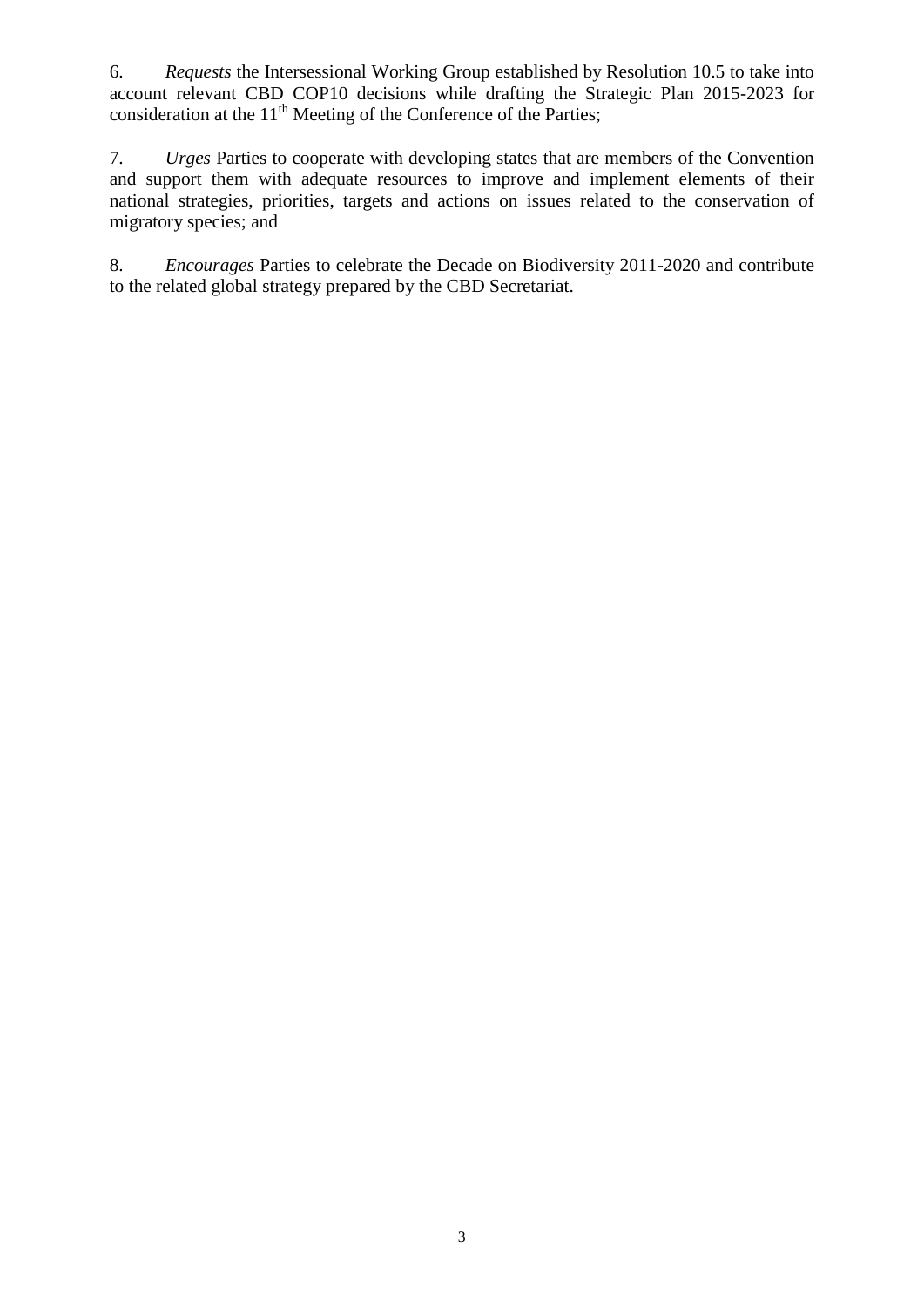6. *Requests* the Intersessional Working Group established by Resolution 10.5 to take into account relevant CBD COP10 decisions while drafting the Strategic Plan 2015-2023 for consideration at the 11th Meeting of the Conference of the Parties;

7. *Urges* Parties to cooperate with developing states that are members of the Convention and support them with adequate resources to improve and implement elements of their national strategies, priorities, targets and actions on issues related to the conservation of migratory species; and

8. *Encourages* Parties to celebrate the Decade on Biodiversity 2011-2020 and contribute to the related global strategy prepared by the CBD Secretariat.